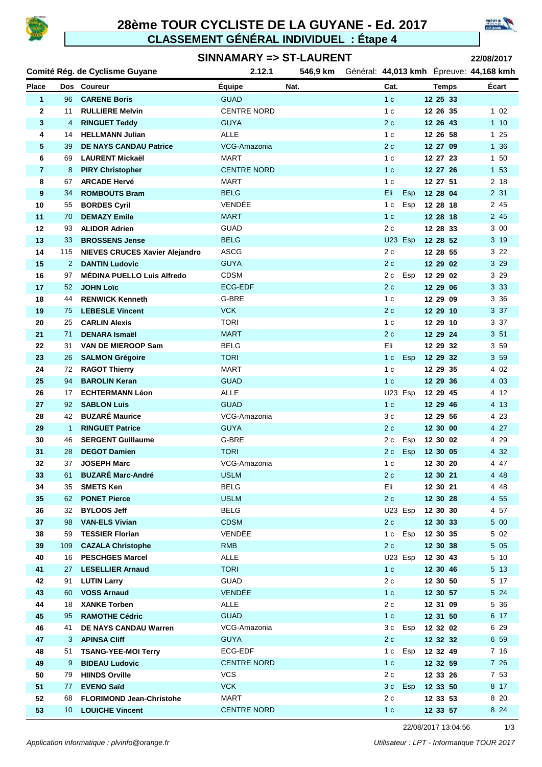# 28ème TOUR CYCLISTE DE LA GUYANE - Ed. 2017

## CLASSEMENT GÉNÉRAL INDIVIDUEL : Étape 4

### SINNAMARY => ST-LAURENT

22/08/2017

**Comité Rég. de Cyclisme Guyane** 2.12.1 546,9 km Général: **44,013 kmh** Épreuve: **44,168 kmh**

| Place | Dos | Coureur | Équipe | Nat. | Cat. | | Temps | Écart |
|---|---|---|---|---|---|---|---|---|
| 1 | 96 | **CARENE Boris** | GUAD | | 1 c | | 12 25 33 | |
| 2 | 11 | **RULLIERE Melvin** | CENTRE NORD | | 1 c | | 12 26 35 | 1 02 |
| 3 | 4 | **RINGUET Teddy** | GUYA | | 2 c | | 12 26 43 | 1 10 |
| 4 | 14 | **HELLMANN Julian** | ALLE | | 1 c | | 12 26 58 | 1 25 |
| 5 | 39 | **DE NAYS CANDAU Patrice** | VCG-Amazonia | | 2 c | | 12 27 09 | 1 36 |
| 6 | 69 | **LAURENT Mickaël** | MART | | 1 c | | 12 27 23 | 1 50 |
| 7 | 8 | **PIRY Christopher** | CENTRE NORD | | 1 c | | 12 27 26 | 1 53 |
| 8 | 67 | **ARCADE Hervé** | MART | | 1 c | | 12 27 51 | 2 18 |
| 9 | 34 | **ROMBOUTS Bram** | BELG | | Eli | Esp | 12 28 04 | 2 31 |
| 10 | 55 | **BORDES Cyril** | VENDÉE | | 1 c | Esp | 12 28 18 | 2 45 |
| 11 | 70 | **DEMAZY Emile** | MART | | 1 c | | 12 28 18 | 2 45 |
| 12 | 93 | **ALIDOR Adrien** | GUAD | | 2 c | | 12 28 33 | 3 00 |
| 13 | 33 | **BROSSENS Jense** | BELG | | U23 | Esp | 12 28 52 | 3 19 |
| 14 | 115 | **NIEVES CRUCES Xavier Alejandro** | ASCG | | 2 c | | 12 28 55 | 3 22 |
| 15 | 2 | **DANTIN Ludovic** | GUYA | | 2 c | | 12 29 02 | 3 29 |
| 16 | 97 | **MÉDINA PUELLO Luis Alfredo** | CDSM | | 2 c | Esp | 12 29 02 | 3 29 |
| 17 | 52 | **JOHN Loïc** | ECG-EDF | | 2 c | | 12 29 06 | 3 33 |
| 18 | 44 | **RENWICK Kenneth** | G-BRE | | 1 c | | 12 29 09 | 3 36 |
| 19 | 75 | **LEBESLE Vincent** | VCK | | 2 c | | 12 29 10 | 3 37 |
| 20 | 25 | **CARLIN Alexis** | TORI | | 1 c | | 12 29 10 | 3 37 |
| 21 | 71 | **DENARA Ismaël** | MART | | 2 c | | 12 29 24 | 3 51 |
| 22 | 31 | **VAN DE MIEROOP Sam** | BELG | | Eli | | 12 29 32 | 3 59 |
| 23 | 26 | **SALMON Grégoire** | TORI | | 1 c | Esp | 12 29 32 | 3 59 |
| 24 | 72 | **RAGOT Thierry** | MART | | 1 c | | 12 29 35 | 4 02 |
| 25 | 94 | **BAROLIN Keran** | GUAD | | 1 c | | 12 29 36 | 4 03 |
| 26 | 17 | **ECHTERMANN Léon** | ALLE | | U23 | Esp | 12 29 45 | 4 12 |
| 27 | 92 | **SABLON Luis** | GUAD | | 1 c | | 12 29 46 | 4 13 |
| 28 | 42 | **BUZARÉ Maurice** | VCG-Amazonia | | 3 c | | 12 29 56 | 4 23 |
| 29 | 1 | **RINGUET Patrice** | GUYA | | 2 c | | 12 30 00 | 4 27 |
| 30 | 46 | **SERGENT Guillaume** | G-BRE | | 2 c | Esp | 12 30 02 | 4 29 |
| 31 | 28 | **DEGOT Damien** | TORI | | 2 c | Esp | 12 30 05 | 4 32 |
| 32 | 37 | **JOSEPH Marc** | VCG-Amazonia | | 1 c | | 12 30 20 | 4 47 |
| 33 | 61 | **BUZARÉ Marc-André** | USLM | | 2 c | | 12 30 21 | 4 48 |
| 34 | 35 | **SMETS Ken** | BELG | | Eli | | 12 30 21 | 4 48 |
| 35 | 62 | **PONET Pierce** | USLM | | 2 c | | 12 30 28 | 4 55 |
| 36 | 32 | **BYLOOS Jeff** | BELG | | U23 | Esp | 12 30 30 | 4 57 |
| 37 | 98 | **VAN-ELS Vivian** | CDSM | | 2 c | | 12 30 33 | 5 00 |
| 38 | 59 | **TESSIER Florian** | VENDÉE | | 1 c | Esp | 12 30 35 | 5 02 |
| 39 | 109 | **CAZALA Christophe** | RMB | | 2 c | | 12 30 38 | 5 05 |
| 40 | 16 | **PESCHGES Marcel** | ALLE | | U23 | Esp | 12 30 43 | 5 10 |
| 41 | 27 | **LESELLIER Arnaud** | TORI | | 1 c | | 12 30 46 | 5 13 |
| 42 | 91 | **LUTIN Larry** | GUAD | | 2 c | | 12 30 50 | 5 17 |
| 43 | 60 | **VOSS Arnaud** | VENDÉE | | 1 c | | 12 30 57 | 5 24 |
| 44 | 18 | **XANKE Torben** | ALLE | | 2 c | | 12 31 09 | 5 36 |
| 45 | 95 | **RAMOTHE Cédric** | GUAD | | 1 c | | 12 31 50 | 6 17 |
| 46 | 41 | **DE NAYS CANDAU Warren** | VCG-Amazonia | | 3 c | Esp | 12 32 02 | 6 29 |
| 47 | 3 | **APINSA Cliff** | GUYA | | 2 c | | 12 32 32 | 6 59 |
| 48 | 51 | **TSANG-YEE-MOI Terry** | ECG-EDF | | 1 c | Esp | 12 32 49 | 7 16 |
| 49 | 9 | **BIDEAU Ludovic** | CENTRE NORD | | 1 c | | 12 32 59 | 7 26 |
| 50 | 79 | **HIINDS Orville** | VCS | | 2 c | | 12 33 26 | 7 53 |
| 51 | 77 | **EVENO Saïd** | VCK | | 3 c | Esp | 12 33 50 | 8 17 |
| 52 | 68 | **FLORIMOND Jean-Christohe** | MART | | 2 c | | 12 33 53 | 8 20 |
| 53 | 10 | **LOUICHE Vincent** | CENTRE NORD | | 1 c | | 12 33 57 | 8 24 |

22/08/2017 13:04:56

*Application informatique : plvinfo@orange.fr*

*Utilisateur : LPT - Informatique TOUR 2017*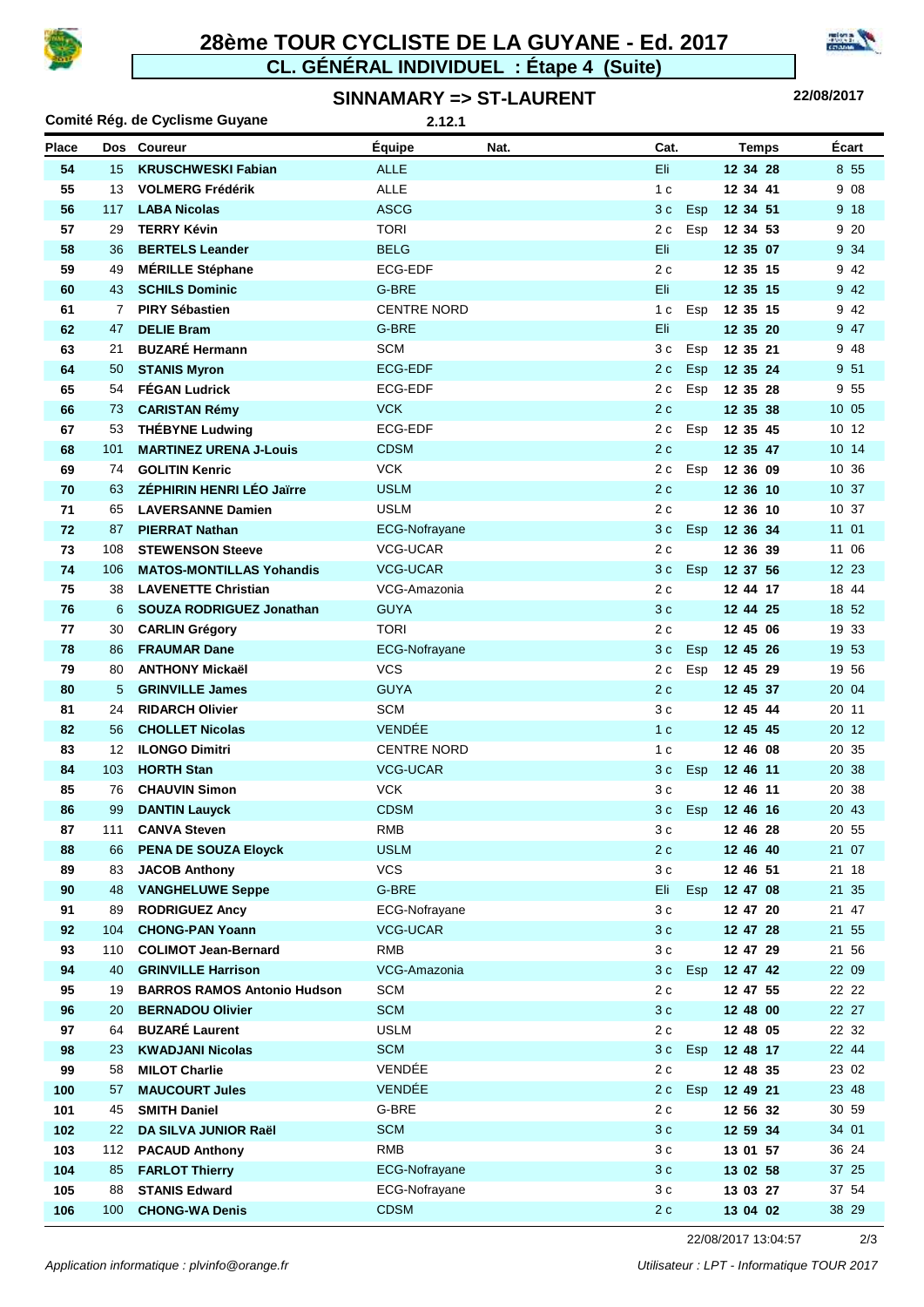# 28ème TOUR CYCLISTE DE LA GUYANE - Ed. 2017

## CL. GÉNÉRAL INDIVIDUEL : Étape 4 (Suite)

### SINNAMARY => ST-LAURENT

22/08/2017

**Comité Rég. de Cyclisme Guyane** 2.12.1

| Place | Dos | Coureur | Équipe | Nat. | Cat. | | Temps | Écart |
|---|---|---|---|---|---|---|---|---|
| 54 | 15 | **KRUSCHWESKI Fabian** | ALLE | | Eli | | 12 34 28 | 8 55 |
| 55 | 13 | **VOLMERG Frédérik** | ALLE | | 1 c | | 12 34 41 | 9 08 |
| 56 | 117 | **LABA Nicolas** | ASCG | | 3 c | Esp | 12 34 51 | 9 18 |
| 57 | 29 | **TERRY Kévin** | TORI | | 2 c | Esp | 12 34 53 | 9 20 |
| 58 | 36 | **BERTELS Leander** | BELG | | Eli | | 12 35 07 | 9 34 |
| 59 | 49 | **MÉRILLE Stéphane** | ECG-EDF | | 2 c | | 12 35 15 | 9 42 |
| 60 | 43 | **SCHILS Dominic** | G-BRE | | Eli | | 12 35 15 | 9 42 |
| 61 | 7 | **PIRY Sébastien** | CENTRE NORD | | 1 c | Esp | 12 35 15 | 9 42 |
| 62 | 47 | **DELIE Bram** | G-BRE | | Eli | | 12 35 20 | 9 47 |
| 63 | 21 | **BUZARÉ Hermann** | SCM | | 3 c | Esp | 12 35 21 | 9 48 |
| 64 | 50 | **STANIS Myron** | ECG-EDF | | 2 c | Esp | 12 35 24 | 9 51 |
| 65 | 54 | **FÉGAN Ludrick** | ECG-EDF | | 2 c | Esp | 12 35 28 | 9 55 |
| 66 | 73 | **CARISTAN Rémy** | VCK | | 2 c | | 12 35 38 | 10 05 |
| 67 | 53 | **THÉBYNE Ludwing** | ECG-EDF | | 2 c | Esp | 12 35 45 | 10 12 |
| 68 | 101 | **MARTINEZ URENA J-Louis** | CDSM | | 2 c | | 12 35 47 | 10 14 |
| 69 | 74 | **GOLITIN Kenric** | VCK | | 2 c | Esp | 12 36 09 | 10 36 |
| 70 | 63 | **ZÉPHIRIN HENRI LÉO Jaïrre** | USLM | | 2 c | | 12 36 10 | 10 37 |
| 71 | 65 | **LAVERSANNE Damien** | USLM | | 2 c | | 12 36 10 | 10 37 |
| 72 | 87 | **PIERRAT Nathan** | ECG-Nofrayane | | 3 c | Esp | 12 36 34 | 11 01 |
| 73 | 108 | **STEWENSON Steeve** | VCG-UCAR | | 2 c | | 12 36 39 | 11 06 |
| 74 | 106 | **MATOS-MONTILLAS Yohandis** | VCG-UCAR | | 3 c | Esp | 12 37 56 | 12 23 |
| 75 | 38 | **LAVENETTE Christian** | VCG-Amazonia | | 2 c | | 12 44 17 | 18 44 |
| 76 | 6 | **SOUZA RODRIGUEZ Jonathan** | GUYA | | 3 c | | 12 44 25 | 18 52 |
| 77 | 30 | **CARLIN Grégory** | TORI | | 2 c | | 12 45 06 | 19 33 |
| 78 | 86 | **FRAUMAR Dane** | ECG-Nofrayane | | 3 c | Esp | 12 45 26 | 19 53 |
| 79 | 80 | **ANTHONY Mickaël** | VCS | | 2 c | Esp | 12 45 29 | 19 56 |
| 80 | 5 | **GRINVILLE James** | GUYA | | 2 c | | 12 45 37 | 20 04 |
| 81 | 24 | **RIDARCH Olivier** | SCM | | 3 c | | 12 45 44 | 20 11 |
| 82 | 56 | **CHOLLET Nicolas** | VENDÉE | | 1 c | | 12 45 45 | 20 12 |
| 83 | 12 | **ILONGO Dimitri** | CENTRE NORD | | 1 c | | 12 46 08 | 20 35 |
| 84 | 103 | **HORTH Stan** | VCG-UCAR | | 3 c | Esp | 12 46 11 | 20 38 |
| 85 | 76 | **CHAUVIN Simon** | VCK | | 3 c | | 12 46 11 | 20 38 |
| 86 | 99 | **DANTIN Lauyck** | CDSM | | 3 c | Esp | 12 46 16 | 20 43 |
| 87 | 111 | **CANVA Steven** | RMB | | 3 c | | 12 46 28 | 20 55 |
| 88 | 66 | **PENA DE SOUZA Eloyck** | USLM | | 2 c | | 12 46 40 | 21 07 |
| 89 | 83 | **JACOB Anthony** | VCS | | 3 c | | 12 46 51 | 21 18 |
| 90 | 48 | **VANGHELUWE Seppe** | G-BRE | | Eli | Esp | 12 47 08 | 21 35 |
| 91 | 89 | **RODRIGUEZ Ancy** | ECG-Nofrayane | | 3 c | | 12 47 20 | 21 47 |
| 92 | 104 | **CHONG-PAN Yoann** | VCG-UCAR | | 3 c | | 12 47 28 | 21 55 |
| 93 | 110 | **COLIMOT Jean-Bernard** | RMB | | 3 c | | 12 47 29 | 21 56 |
| 94 | 40 | **GRINVILLE Harrison** | VCG-Amazonia | | 3 c | Esp | 12 47 42 | 22 09 |
| 95 | 19 | **BARROS RAMOS Antonio Hudson** | SCM | | 2 c | | 12 47 55 | 22 22 |
| 96 | 20 | **BERNADOU Olivier** | SCM | | 3 c | | 12 48 00 | 22 27 |
| 97 | 64 | **BUZARÉ Laurent** | USLM | | 2 c | | 12 48 05 | 22 32 |
| 98 | 23 | **KWADJANI Nicolas** | SCM | | 3 c | Esp | 12 48 17 | 22 44 |
| 99 | 58 | **MILOT Charlie** | VENDÉE | | 2 c | | 12 48 35 | 23 02 |
| 100 | 57 | **MAUCOURT Jules** | VENDÉE | | 2 c | Esp | 12 49 21 | 23 48 |
| 101 | 45 | **SMITH Daniel** | G-BRE | | 2 c | | 12 56 32 | 30 59 |
| 102 | 22 | **DA SILVA JUNIOR Raël** | SCM | | 3 c | | 12 59 34 | 34 01 |
| 103 | 112 | **PACAUD Anthony** | RMB | | 3 c | | 13 01 57 | 36 24 |
| 104 | 85 | **FARLOT Thierry** | ECG-Nofrayane | | 3 c | | 13 02 58 | 37 25 |
| 105 | 88 | **STANIS Edward** | ECG-Nofrayane | | 3 c | | 13 03 27 | 37 54 |
| 106 | 100 | **CHONG-WA Denis** | CDSM | | 2 c | | 13 04 02 | 38 29 |

22/08/2017 13:04:57

*Application informatique : plvinfo@orange.fr* *Utilisateur : LPT - Informatique TOUR 2017*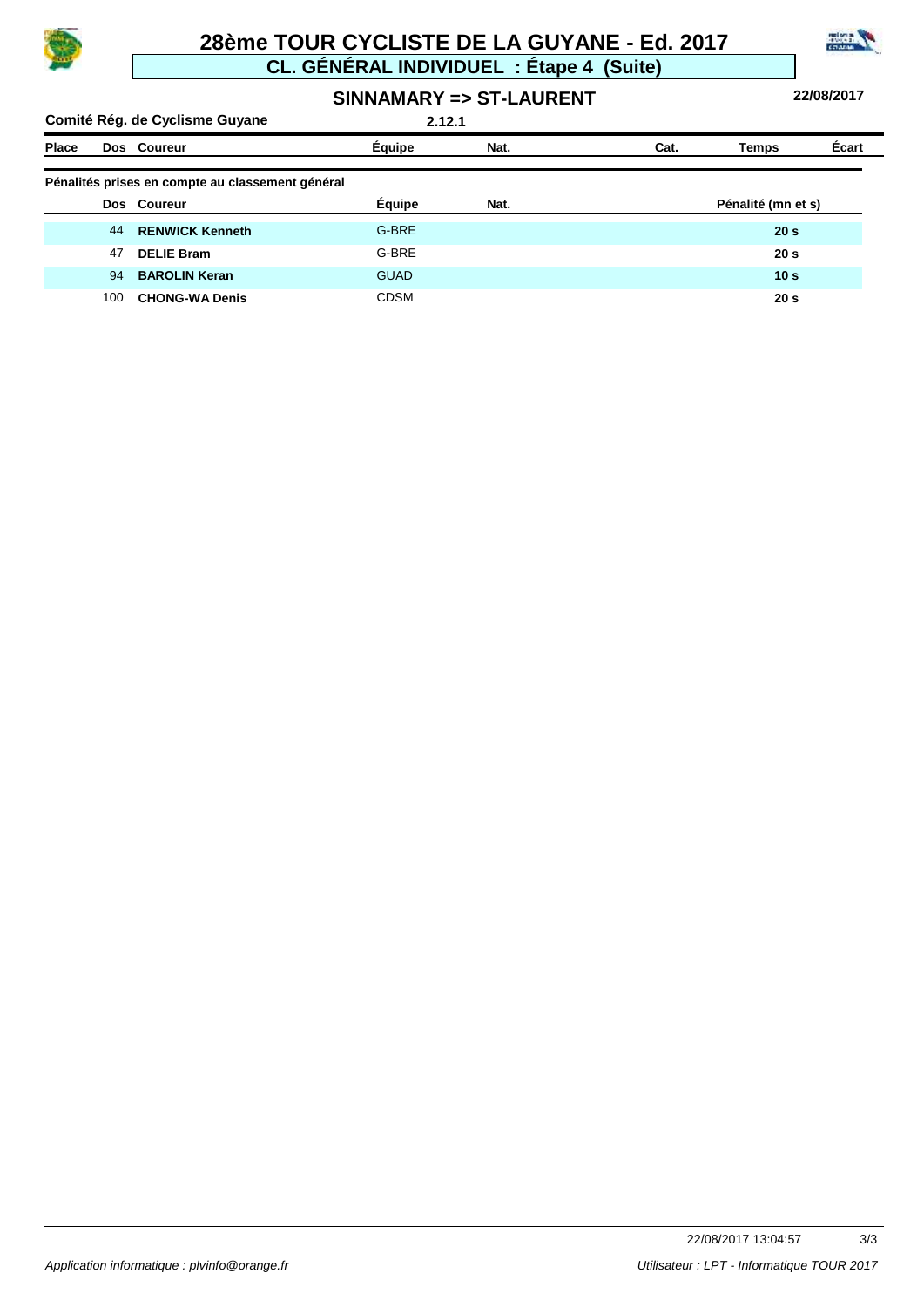# 28ème TOUR CYCLISTE DE LA GUYANE - Ed. 2017

## CL. GÉNÉRAL INDIVIDUEL : Étape 4 (Suite)

### SINNAMARY => ST-LAURENT

22/08/2017

**Comité Rég. de Cyclisme Guyane** 2.12.1

| Place | Dos | Coureur | Équipe | Nat. | Cat. | Temps | Écart |
|---|---|---|---|---|---|---|---|

**Pénalités prises en compte au classement général**

| Dos | Coureur | Équipe | Nat. | Pénalité (mn et s) |
|---|---|---|---|---|
| 44 | **RENWICK Kenneth** | G-BRE | | **20 s** |
| 47 | **DELIE Bram** | G-BRE | | **20 s** |
| 94 | **BAROLIN Keran** | GUAD | | **10 s** |
| 100 | **CHONG-WA Denis** | CDSM | | **20 s** |

22/08/2017 13:04:57

*Application informatique : plvinfo@orange.fr*

*Utilisateur : LPT - Informatique TOUR 2017*